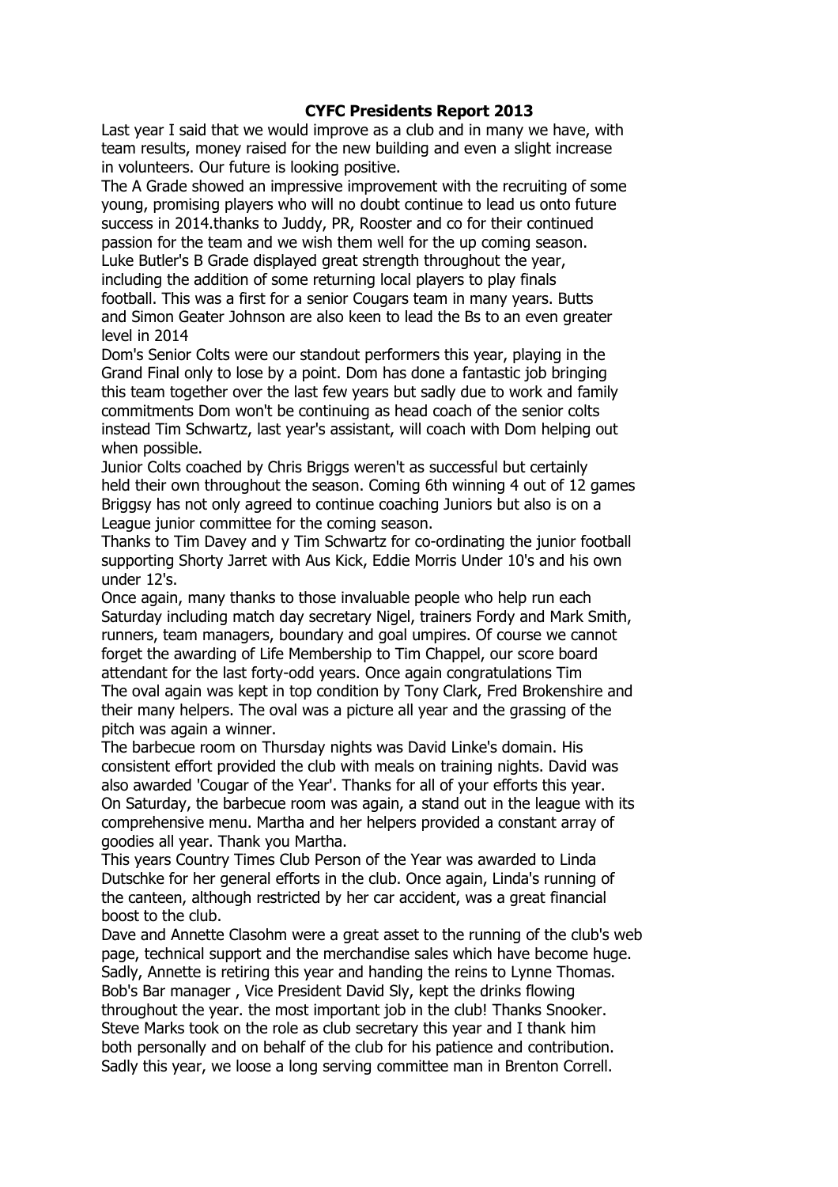# CYFC Presidents Report 2013

Last year I said that we would improve as a club and in many we have, with team results, money raised for the new building and even a slight increase in volunteers. Our future is looking positive.

The A Grade showed an impressive improvement with the recruiting of some young, promising players who will no doubt continue to lead us onto future success in 2014.thanks to Juddy, PR, Rooster and co for their continued passion for the team and we wish them well for the up coming season.

Luke Butler's B Grade displayed great strength throughout the year, including the addition of some returning local players to play finals football. This was a first for a senior Cougars team in many years. Butts and Simon Geater Johnson are also keen to lead the Bs to an even greater level in 2014

Dom's Senior Colts were our standout performers this year, playing in the Grand Final only to lose by a point. Dom has done a fantastic job bringing this team together over the last few years but sadly due to work and family commitments Dom won't be continuing as head coach of the senior colts instead Tim Schwartz, last year's assistant, will coach with Dom helping out when possible.

Junior Colts coached by Chris Briggs weren't as successful but certainly held their own throughout the season. Coming 6th winning 4 out of 12 games Briggsy has not only agreed to continue coaching Juniors but also is on a League junior committee for the coming season.

Thanks to Tim Davey and y Tim Schwartz for co-ordinating the junior football supporting Shorty Jarret with Aus Kick, Eddie Morris Under 10's and his own under 12's.

Once again, many thanks to those invaluable people who help run each Saturday including match day secretary Nigel, trainers Fordy and Mark Smith, runners, team managers, boundary and goal umpires. Of course we cannot forget the awarding of Life Membership to Tim Chappel, our score board attendant for the last forty-odd years. Once again congratulations Tim

The oval again was kept in top condition by Tony Clark, Fred Brokenshire and their many helpers. The oval was a picture all year and the grassing of the pitch was again a winner.

The barbecue room on Thursday nights was David Linke's domain. His consistent effort provided the club with meals on training nights. David was also awarded 'Cougar of the Year'. Thanks for all of your efforts this year.

On Saturday, the barbecue room was again, a stand out in the league with its comprehensive menu. Martha and her helpers provided a constant array of goodies all year. Thank you Martha.

This years Country Times Club Person of the Year was awarded to Linda Dutschke for her general efforts in the club. Once again, Linda's running of the canteen, although restricted by her car accident, was a great financial boost to the club.

Dave and Annette Clasohm were a great asset to the running of the club's web page, technical support and the merchandise sales which have become huge. Sadly, Annette is retiring this year and handing the reins to Lynne Thomas.

Bob's Bar manager , Vice President David Sly, kept the drinks flowing throughout the year. the most important job in the club! Thanks Snooker.

Steve Marks took on the role as club secretary this year and I thank him both personally and on behalf of the club for his patience and contribution.

Sadly this year, we loose a long serving committee man in Brenton Correll.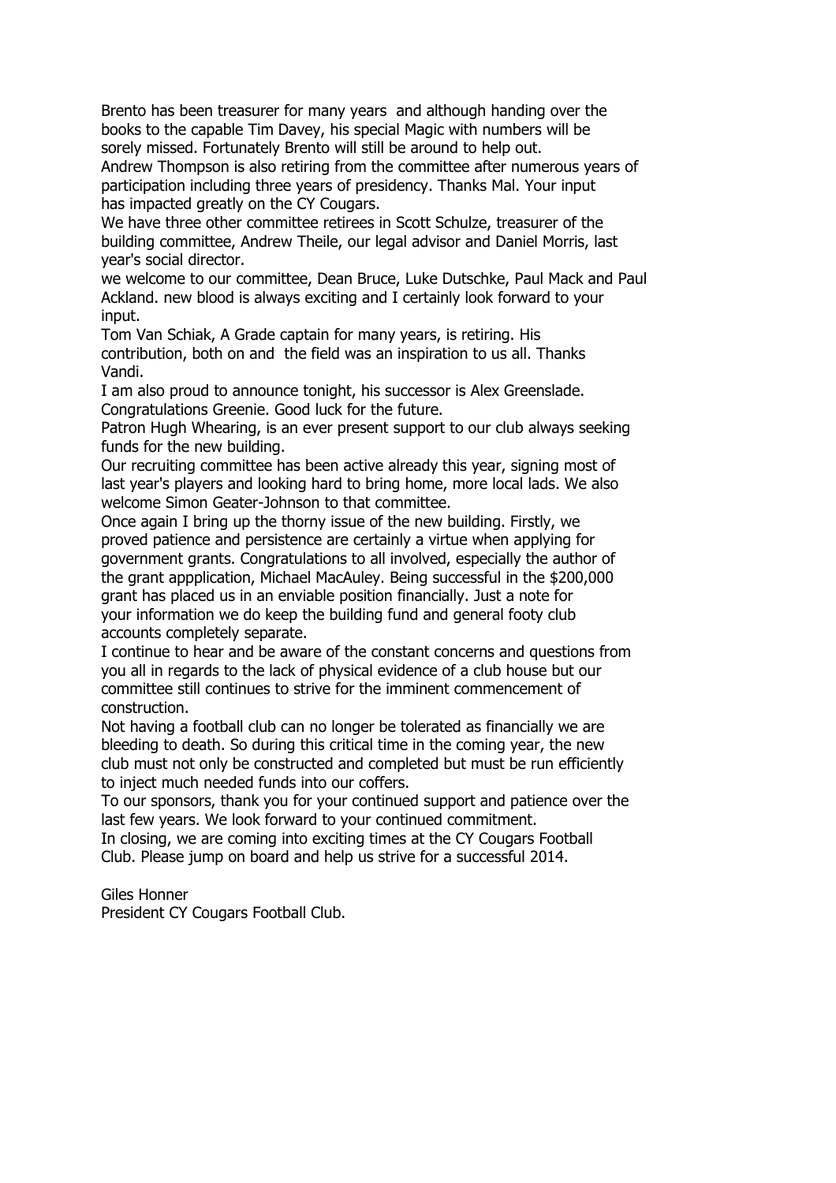Brento has been treasurer for many years and although handing over the books to the capable Tim Davey, his special Magic with numbers will be sorely missed. Fortunately Brento will still be around to help out.

Andrew Thompson is also retiring from the committee after numerous years of participation including three years of presidency. Thanks Mal. Your input has impacted greatly on the CY Cougars.

We have three other committee retirees in Scott Schulze, treasurer of the building committee, Andrew Theile, our legal advisor and Daniel Morris, last year's social director.

we welcome to our committee, Dean Bruce, Luke Dutschke, Paul Mack and Paul Ackland. new blood is always exciting and I certainly look forward to your input.

Tom Van Schiak, A Grade captain for many years, is retiring. His contribution, both on and the field was an inspiration to us all. Thanks Vandi.

I am also proud to announce tonight, his successor is Alex Greenslade. Congratulations Greenie. Good luck for the future.

Patron Hugh Whearing, is an ever present support to our club always seeking funds for the new building.

Our recruiting committee has been active already this year, signing most of last year's players and looking hard to bring home, more local lads. We also welcome Simon Geater-Johnson to that committee.

Once again I bring up the thorny issue of the new building. Firstly, we proved patience and persistence are certainly a virtue when applying for government grants. Congratulations to all involved, especially the author of the grant appplication, Michael MacAuley. Being successful in the $200,000 grant has placed us in an enviable position financially. Just a note for your information we do keep the building fund and general footy club accounts completely separate.

I continue to hear and be aware of the constant concerns and questions from you all in regards to the lack of physical evidence of a club house but our committee still continues to strive for the imminent commencement of construction.

Not having a football club can no longer be tolerated as financially we are bleeding to death. So during this critical time in the coming year, the new club must not only be constructed and completed but must be run efficiently to inject much needed funds into our coffers.

To our sponsors, thank you for your continued support and patience over the last few years. We look forward to your continued commitment.

In closing, we are coming into exciting times at the CY Cougars Football Club. Please jump on board and help us strive for a successful 2014.

Giles Honner
President CY Cougars Football Club.